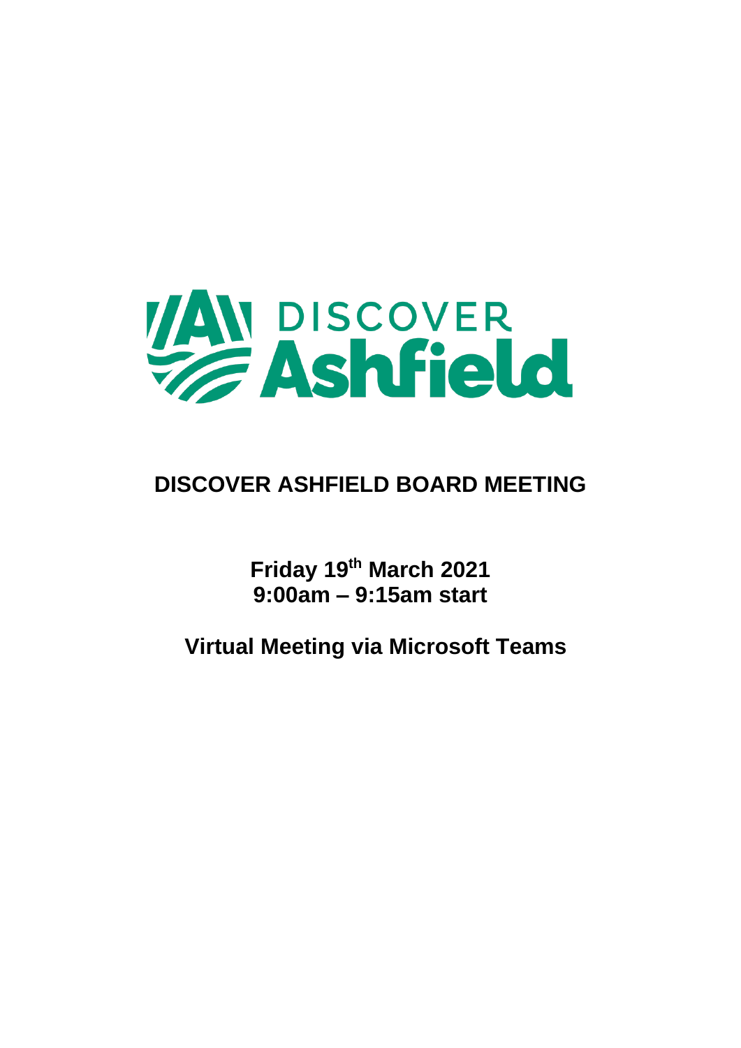# DISCOVER ASHFIELD BOARD MEETING

**Friday 19th March 2021**
**9:00am – 9:15am start**

**Virtual Meeting via Microsoft Teams**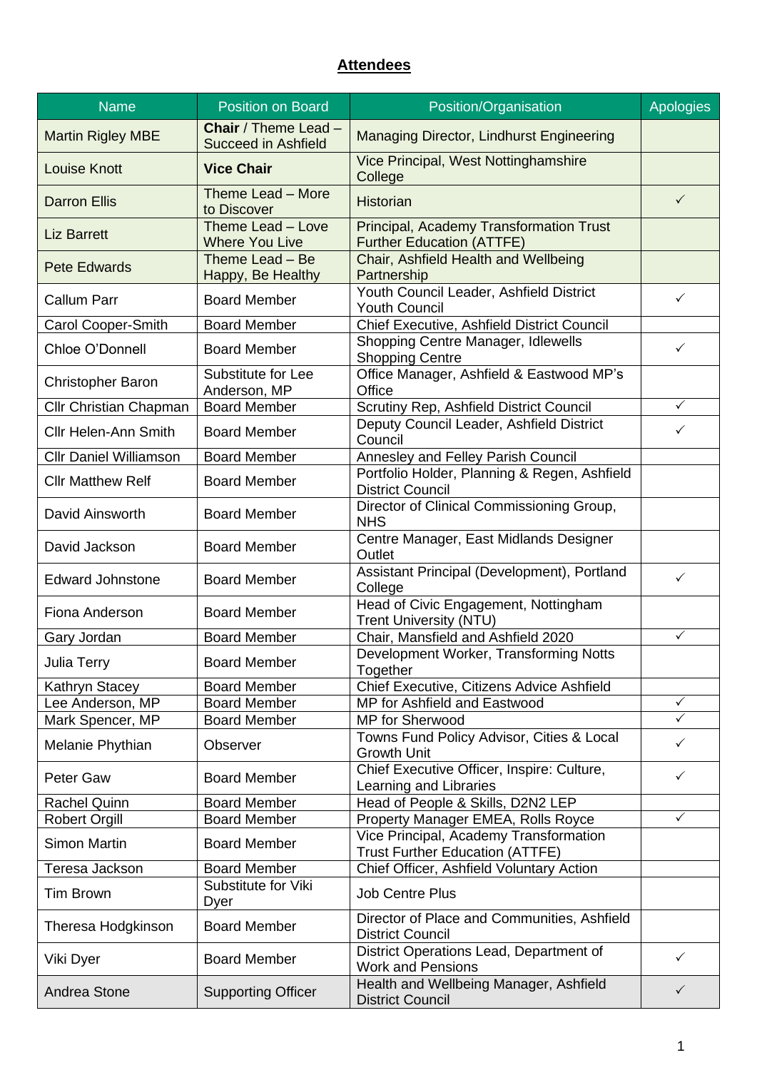## Attendees

| Name | Position on Board | Position/Organisation | Apologies |
|---|---|---|---|
| Martin Rigley MBE | **Chair** / Theme Lead – Succeed in Ashfield | Managing Director, Lindhurst Engineering | |
| Louise Knott | **Vice Chair** | Vice Principal, West Nottinghamshire College | |
| Darron Ellis | Theme Lead – More to Discover | Historian | ✓ |
| Liz Barrett | Theme Lead – Love Where You Live | Principal, Academy Transformation Trust Further Education (ATTFE) | |
| Pete Edwards | Theme Lead – Be Happy, Be Healthy | Chair, Ashfield Health and Wellbeing Partnership | |
| Callum Parr | Board Member | Youth Council Leader, Ashfield District Youth Council | ✓ |
| Carol Cooper-Smith | Board Member | Chief Executive, Ashfield District Council | |
| Chloe O'Donnell | Board Member | Shopping Centre Manager, Idlewells Shopping Centre | ✓ |
| Christopher Baron | Substitute for Lee Anderson, MP | Office Manager, Ashfield & Eastwood MP's Office | |
| Cllr Christian Chapman | Board Member | Scrutiny Rep, Ashfield District Council | ✓ |
| Cllr Helen-Ann Smith | Board Member | Deputy Council Leader, Ashfield District Council | ✓ |
| Cllr Daniel Williamson | Board Member | Annesley and Felley Parish Council | |
| Cllr Matthew Relf | Board Member | Portfolio Holder, Planning & Regen, Ashfield District Council | |
| David Ainsworth | Board Member | Director of Clinical Commissioning Group, NHS | |
| David Jackson | Board Member | Centre Manager, East Midlands Designer Outlet | |
| Edward Johnstone | Board Member | Assistant Principal (Development), Portland College | ✓ |
| Fiona Anderson | Board Member | Head of Civic Engagement, Nottingham Trent University (NTU) | |
| Gary Jordan | Board Member | Chair, Mansfield and Ashfield 2020 | ✓ |
| Julia Terry | Board Member | Development Worker, Transforming Notts Together | |
| Kathryn Stacey | Board Member | Chief Executive, Citizens Advice Ashfield | |
| Lee Anderson, MP | Board Member | MP for Ashfield and Eastwood | ✓ |
| Mark Spencer, MP | Board Member | MP for Sherwood | ✓ |
| Melanie Phythian | Observer | Towns Fund Policy Advisor, Cities & Local Growth Unit | ✓ |
| Peter Gaw | Board Member | Chief Executive Officer, Inspire: Culture, Learning and Libraries | ✓ |
| Rachel Quinn | Board Member | Head of People & Skills, D2N2 LEP | |
| Robert Orgill | Board Member | Property Manager EMEA, Rolls Royce | ✓ |
| Simon Martin | Board Member | Vice Principal, Academy Transformation Trust Further Education (ATTFE) | |
| Teresa Jackson | Board Member | Chief Officer, Ashfield Voluntary Action | |
| Tim Brown | Substitute for Viki Dyer | Job Centre Plus | |
| Theresa Hodgkinson | Board Member | Director of Place and Communities, Ashfield District Council | |
| Viki Dyer | Board Member | District Operations Lead, Department of Work and Pensions | ✓ |
| Andrea Stone | Supporting Officer | Health and Wellbeing Manager, Ashfield District Council | ✓ |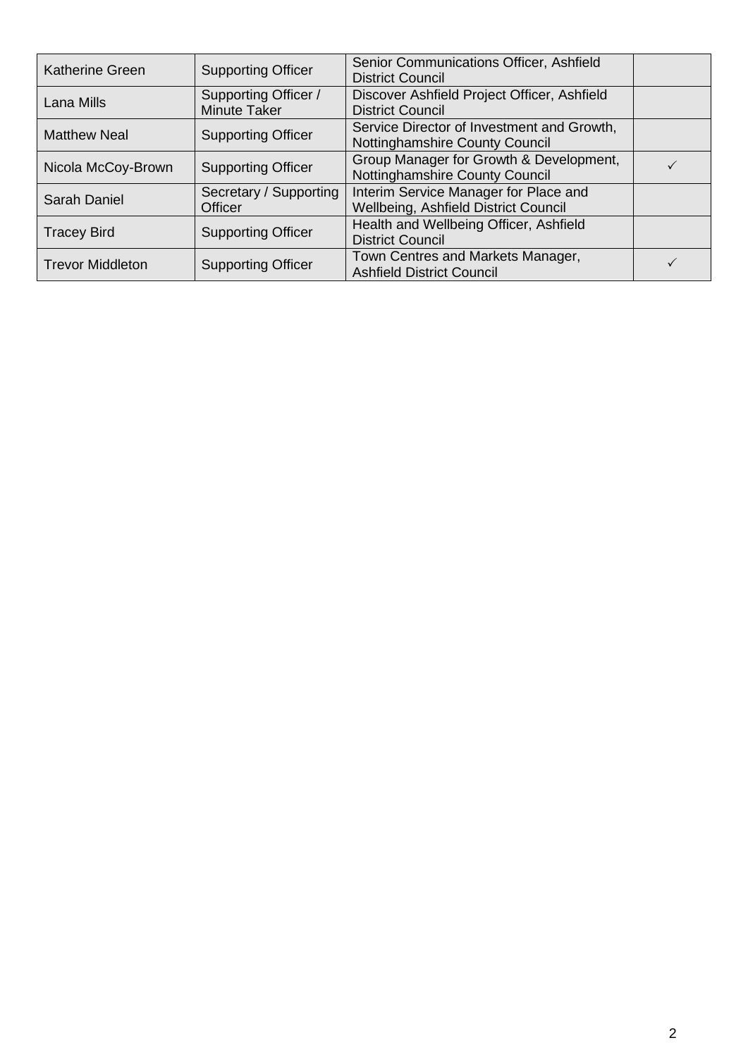| | | | |
|---|---|---|---|
| Katherine Green | Supporting Officer | Senior Communications Officer, Ashfield District Council | |
| Lana Mills | Supporting Officer / Minute Taker | Discover Ashfield Project Officer, Ashfield District Council | |
| Matthew Neal | Supporting Officer | Service Director of Investment and Growth, Nottinghamshire County Council | |
| Nicola McCoy-Brown | Supporting Officer | Group Manager for Growth & Development, Nottinghamshire County Council | ✓ |
| Sarah Daniel | Secretary / Supporting Officer | Interim Service Manager for Place and Wellbeing, Ashfield District Council | |
| Tracey Bird | Supporting Officer | Health and Wellbeing Officer, Ashfield District Council | |
| Trevor Middleton | Supporting Officer | Town Centres and Markets Manager, Ashfield District Council | ✓ |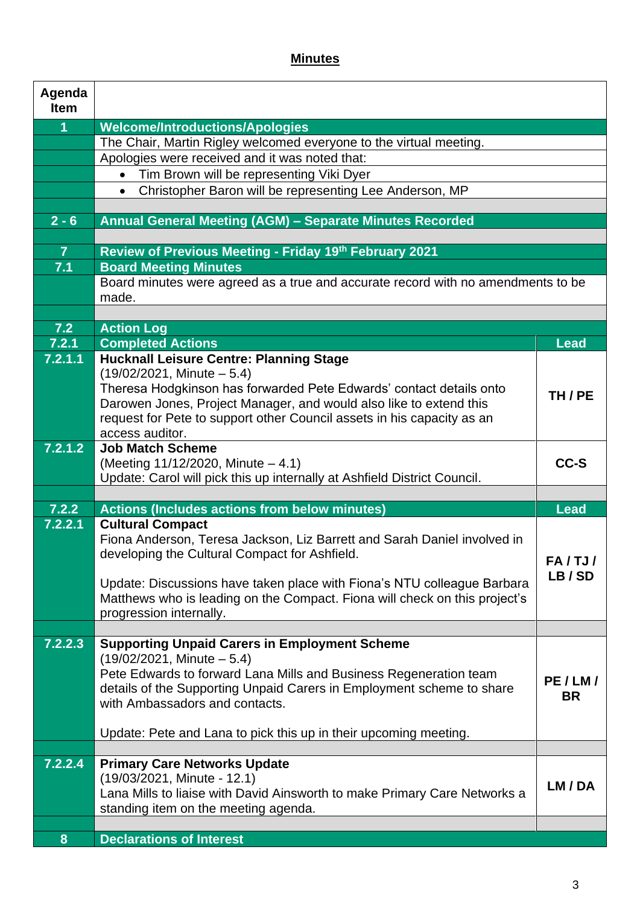## Minutes

| Agenda Item | | |
|---|---|---|
| **1** | **Welcome/Introductions/Apologies** | |
| | The Chair, Martin Rigley welcomed everyone to the virtual meeting. | |
| | Apologies were received and it was noted that: | |
| | • Tim Brown will be representing Viki Dyer | |
| | • Christopher Baron will be representing Lee Anderson, MP | |
| | | |
| **2 - 6** | **Annual General Meeting (AGM) – Separate Minutes Recorded** | |
| | | |
| **7** | **Review of Previous Meeting - Friday 19th February 2021** | |
| **7.1** | **Board Meeting Minutes** | |
| | Board minutes were agreed as a true and accurate record with no amendments to be made. | |
| | | |
| **7.2** | **Action Log** | |
| **7.2.1** | **Completed Actions** | **Lead** |
| **7.2.1.1** | **Hucknall Leisure Centre: Planning Stage**<br>(19/02/2021, Minute – 5.4)<br>Theresa Hodgkinson has forwarded Pete Edwards' contact details onto Darowen Jones, Project Manager, and would also like to extend this request for Pete to support other Council assets in his capacity as an access auditor. | **TH / PE** |
| **7.2.1.2** | **Job Match Scheme**<br>(Meeting 11/12/2020, Minute – 4.1)<br>Update: Carol will pick this up internally at Ashfield District Council. | **CC-S** |
| | | |
| **7.2.2** | **Actions (Includes actions from below minutes)** | **Lead** |
| **7.2.2.1** | **Cultural Compact**<br>Fiona Anderson, Teresa Jackson, Liz Barrett and Sarah Daniel involved in developing the Cultural Compact for Ashfield.<br><br>Update: Discussions have taken place with Fiona's NTU colleague Barbara Matthews who is leading on the Compact. Fiona will check on this project's progression internally. | **FA / TJ / LB / SD** |
| | | |
| **7.2.2.3** | **Supporting Unpaid Carers in Employment Scheme**<br>(19/02/2021, Minute – 5.4)<br>Pete Edwards to forward Lana Mills and Business Regeneration team details of the Supporting Unpaid Carers in Employment scheme to share with Ambassadors and contacts.<br><br>Update: Pete and Lana to pick this up in their upcoming meeting. | **PE / LM / BR** |
| | | |
| **7.2.2.4** | **Primary Care Networks Update**<br>(19/03/2021, Minute - 12.1)<br>Lana Mills to liaise with David Ainsworth to make Primary Care Networks a standing item on the meeting agenda. | **LM / DA** |
| | | |
| **8** | **Declarations of Interest** | |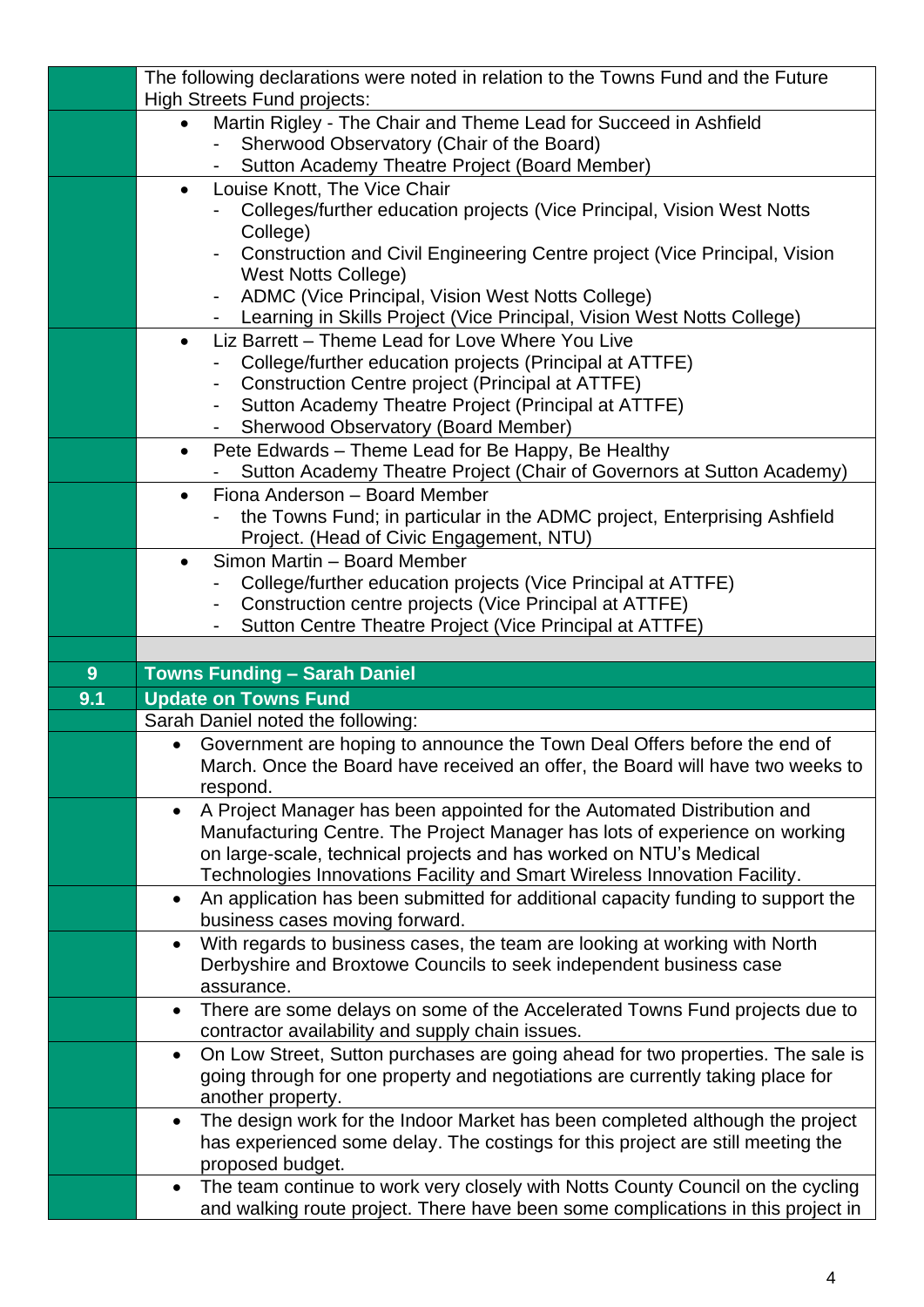| | |
|---|---|
| | The following declarations were noted in relation to the Towns Fund and the Future High Streets Fund projects: |
| | • Martin Rigley - The Chair and Theme Lead for Succeed in Ashfield<br>- Sherwood Observatory (Chair of the Board)<br>- Sutton Academy Theatre Project (Board Member) |
| | • Louise Knott, The Vice Chair<br>- Colleges/further education projects (Vice Principal, Vision West Notts College)<br>- Construction and Civil Engineering Centre project (Vice Principal, Vision West Notts College)<br>- ADMC (Vice Principal, Vision West Notts College)<br>- Learning in Skills Project (Vice Principal, Vision West Notts College) |
| | • Liz Barrett – Theme Lead for Love Where You Live<br>- College/further education projects (Principal at ATTFE)<br>- Construction Centre project (Principal at ATTFE)<br>- Sutton Academy Theatre Project (Principal at ATTFE)<br>- Sherwood Observatory (Board Member) |
| | • Pete Edwards – Theme Lead for Be Happy, Be Healthy<br>- Sutton Academy Theatre Project (Chair of Governors at Sutton Academy) |
| | • Fiona Anderson – Board Member<br>- the Towns Fund; in particular in the ADMC project, Enterprising Ashfield Project. (Head of Civic Engagement, NTU) |
| | • Simon Martin – Board Member<br>- College/further education projects (Vice Principal at ATTFE)<br>- Construction centre projects (Vice Principal at ATTFE)<br>- Sutton Centre Theatre Project (Vice Principal at ATTFE) |
| | |
| **9** | **Towns Funding – Sarah Daniel** |
| **9.1** | **Update on Towns Fund** |
| | Sarah Daniel noted the following: |
| | • Government are hoping to announce the Town Deal Offers before the end of March. Once the Board have received an offer, the Board will have two weeks to respond. |
| | • A Project Manager has been appointed for the Automated Distribution and Manufacturing Centre. The Project Manager has lots of experience on working on large-scale, technical projects and has worked on NTU's Medical Technologies Innovations Facility and Smart Wireless Innovation Facility. |
| | • An application has been submitted for additional capacity funding to support the business cases moving forward. |
| | • With regards to business cases, the team are looking at working with North Derbyshire and Broxtowe Councils to seek independent business case assurance. |
| | • There are some delays on some of the Accelerated Towns Fund projects due to contractor availability and supply chain issues. |
| | • On Low Street, Sutton purchases are going ahead for two properties. The sale is going through for one property and negotiations are currently taking place for another property. |
| | • The design work for the Indoor Market has been completed although the project has experienced some delay. The costings for this project are still meeting the proposed budget. |
| | • The team continue to work very closely with Notts County Council on the cycling and walking route project. There have been some complications in this project in |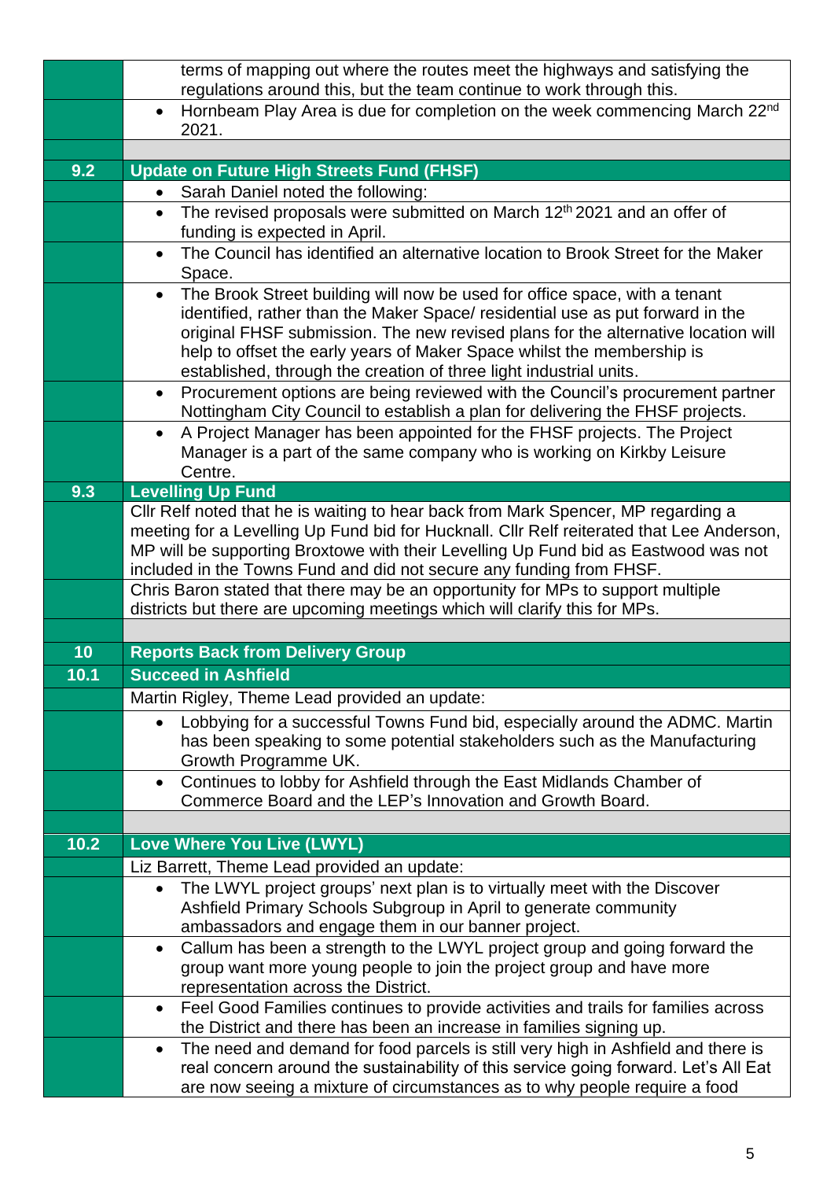| | |
|---|---|
| | terms of mapping out where the routes meet the highways and satisfying the regulations around this, but the team continue to work through this. |
| | • Hornbeam Play Area is due for completion on the week commencing March 22nd 2021. |
| | |
| **9.2** | **Update on Future High Streets Fund (FHSF)** |
| | • Sarah Daniel noted the following: |
| | • The revised proposals were submitted on March 12th 2021 and an offer of funding is expected in April. |
| | • The Council has identified an alternative location to Brook Street for the Maker Space. |
| | • The Brook Street building will now be used for office space, with a tenant identified, rather than the Maker Space/ residential use as put forward in the original FHSF submission. The new revised plans for the alternative location will help to offset the early years of Maker Space whilst the membership is established, through the creation of three light industrial units. |
| | • Procurement options are being reviewed with the Council's procurement partner Nottingham City Council to establish a plan for delivering the FHSF projects. |
| | • A Project Manager has been appointed for the FHSF projects. The Project Manager is a part of the same company who is working on Kirkby Leisure Centre. |
| **9.3** | **Levelling Up Fund** |
| | Cllr Relf noted that he is waiting to hear back from Mark Spencer, MP regarding a meeting for a Levelling Up Fund bid for Hucknall. Cllr Relf reiterated that Lee Anderson, MP will be supporting Broxtowe with their Levelling Up Fund bid as Eastwood was not included in the Towns Fund and did not secure any funding from FHSF. |
| | Chris Baron stated that there may be an opportunity for MPs to support multiple districts but there are upcoming meetings which will clarify this for MPs. |
| | |
| **10** | **Reports Back from Delivery Group** |
| **10.1** | **Succeed in Ashfield** |
| | Martin Rigley, Theme Lead provided an update: |
| | • Lobbying for a successful Towns Fund bid, especially around the ADMC. Martin has been speaking to some potential stakeholders such as the Manufacturing Growth Programme UK. |
| | • Continues to lobby for Ashfield through the East Midlands Chamber of Commerce Board and the LEP's Innovation and Growth Board. |
| | |
| **10.2** | **Love Where You Live (LWYL)** |
| | Liz Barrett, Theme Lead provided an update: |
| | • The LWYL project groups' next plan is to virtually meet with the Discover Ashfield Primary Schools Subgroup in April to generate community ambassadors and engage them in our banner project. |
| | • Callum has been a strength to the LWYL project group and going forward the group want more young people to join the project group and have more representation across the District. |
| | • Feel Good Families continues to provide activities and trails for families across the District and there has been an increase in families signing up. |
| | • The need and demand for food parcels is still very high in Ashfield and there is real concern around the sustainability of this service going forward. Let's All Eat are now seeing a mixture of circumstances as to why people require a food |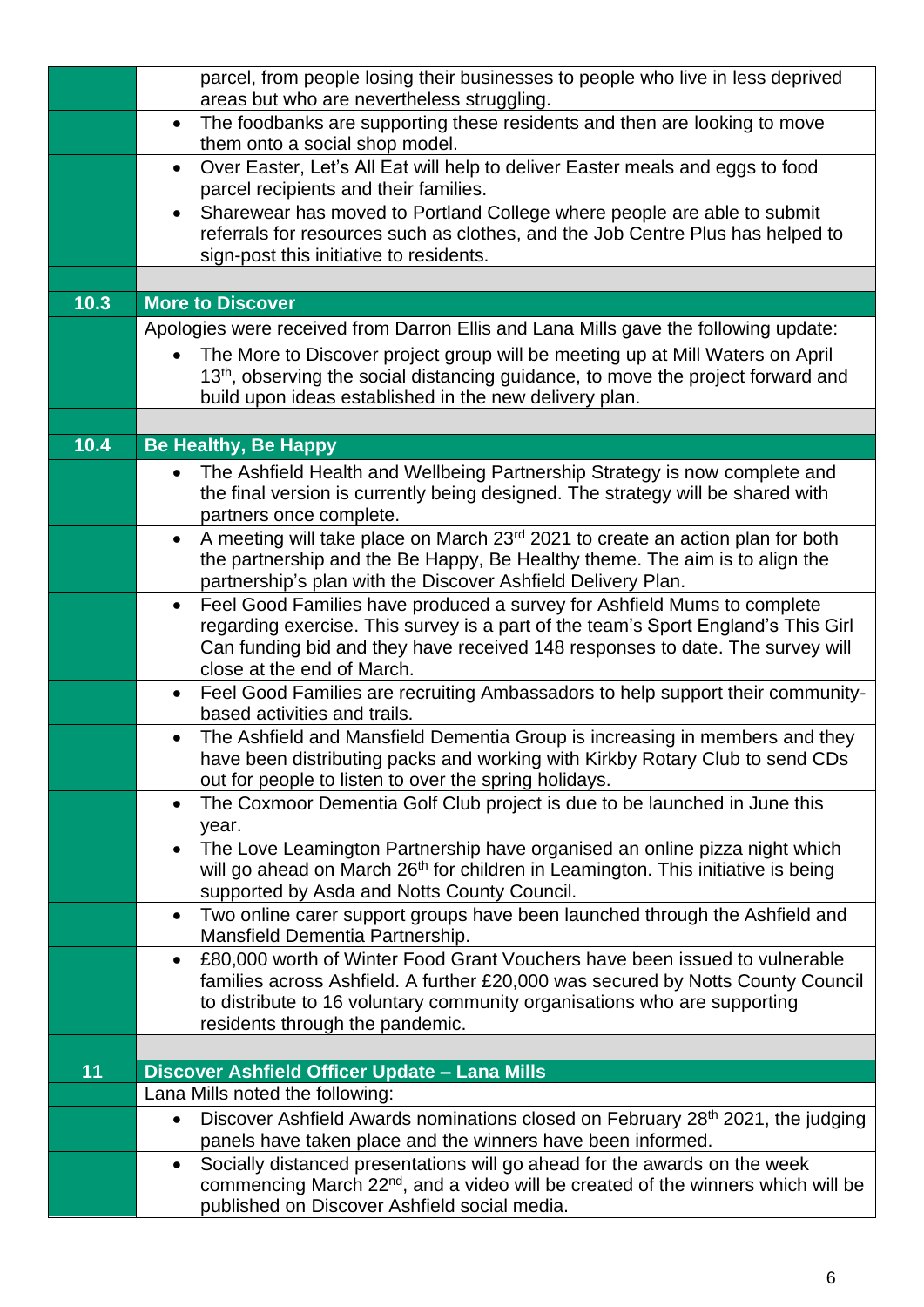| | |
|---|---|
| | parcel, from people losing their businesses to people who live in less deprived areas but who are nevertheless struggling. |
| | • The foodbanks are supporting these residents and then are looking to move them onto a social shop model. |
| | • Over Easter, Let's All Eat will help to deliver Easter meals and eggs to food parcel recipients and their families. |
| | • Sharewear has moved to Portland College where people are able to submit referrals for resources such as clothes, and the Job Centre Plus has helped to sign-post this initiative to residents. |
| | |
| **10.3** | **More to Discover** |
| | Apologies were received from Darron Ellis and Lana Mills gave the following update: |
| | • The More to Discover project group will be meeting up at Mill Waters on April 13th, observing the social distancing guidance, to move the project forward and build upon ideas established in the new delivery plan. |
| | |
| **10.4** | **Be Healthy, Be Happy** |
| | • The Ashfield Health and Wellbeing Partnership Strategy is now complete and the final version is currently being designed. The strategy will be shared with partners once complete. |
| | • A meeting will take place on March 23rd 2021 to create an action plan for both the partnership and the Be Happy, Be Healthy theme. The aim is to align the partnership's plan with the Discover Ashfield Delivery Plan. |
| | • Feel Good Families have produced a survey for Ashfield Mums to complete regarding exercise. This survey is a part of the team's Sport England's This Girl Can funding bid and they have received 148 responses to date. The survey will close at the end of March. |
| | • Feel Good Families are recruiting Ambassadors to help support their community-based activities and trails. |
| | • The Ashfield and Mansfield Dementia Group is increasing in members and they have been distributing packs and working with Kirkby Rotary Club to send CDs out for people to listen to over the spring holidays. |
| | • The Coxmoor Dementia Golf Club project is due to be launched in June this year. |
| | • The Love Leamington Partnership have organised an online pizza night which will go ahead on March 26th for children in Leamington. This initiative is being supported by Asda and Notts County Council. |
| | • Two online carer support groups have been launched through the Ashfield and Mansfield Dementia Partnership. |
| | • £80,000 worth of Winter Food Grant Vouchers have been issued to vulnerable families across Ashfield. A further £20,000 was secured by Notts County Council to distribute to 16 voluntary community organisations who are supporting residents through the pandemic. |
| | |
| **11** | **Discover Ashfield Officer Update – Lana Mills** |
| | Lana Mills noted the following: |
| | • Discover Ashfield Awards nominations closed on February 28th 2021, the judging panels have taken place and the winners have been informed. |
| | • Socially distanced presentations will go ahead for the awards on the week commencing March 22nd, and a video will be created of the winners which will be published on Discover Ashfield social media. |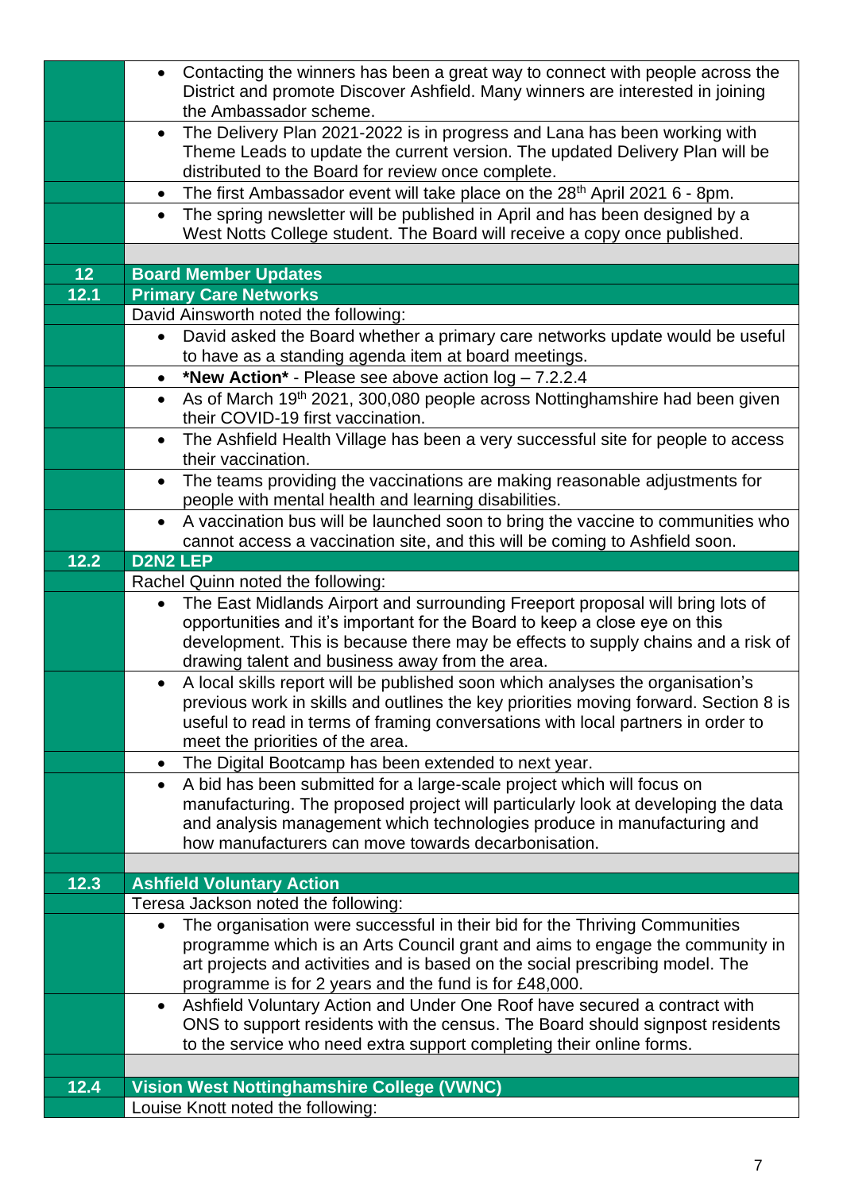|  |  |
|---|---|
|  | • Contacting the winners has been a great way to connect with people across the District and promote Discover Ashfield. Many winners are interested in joining the Ambassador scheme. |
|  | • The Delivery Plan 2021-2022 is in progress and Lana has been working with Theme Leads to update the current version. The updated Delivery Plan will be distributed to the Board for review once complete. |
|  | • The first Ambassador event will take place on the 28th April 2021 6 - 8pm. |
|  | • The spring newsletter will be published in April and has been designed by a West Notts College student. The Board will receive a copy once published. |
|  |  |
| **12** | **Board Member Updates** |
| **12.1** | **Primary Care Networks** |
|  | David Ainsworth noted the following: |
|  | • David asked the Board whether a primary care networks update would be useful to have as a standing agenda item at board meetings. |
|  | • ***New Action*** - Please see above action log – 7.2.2.4 |
|  | • As of March 19th 2021, 300,080 people across Nottinghamshire had been given their COVID-19 first vaccination. |
|  | • The Ashfield Health Village has been a very successful site for people to access their vaccination. |
|  | • The teams providing the vaccinations are making reasonable adjustments for people with mental health and learning disabilities. |
|  | • A vaccination bus will be launched soon to bring the vaccine to communities who cannot access a vaccination site, and this will be coming to Ashfield soon. |
| **12.2** | **D2N2 LEP** |
|  | Rachel Quinn noted the following: |
|  | • The East Midlands Airport and surrounding Freeport proposal will bring lots of opportunities and it's important for the Board to keep a close eye on this development. This is because there may be effects to supply chains and a risk of drawing talent and business away from the area. |
|  | • A local skills report will be published soon which analyses the organisation's previous work in skills and outlines the key priorities moving forward. Section 8 is useful to read in terms of framing conversations with local partners in order to meet the priorities of the area. |
|  | • The Digital Bootcamp has been extended to next year. |
|  | • A bid has been submitted for a large-scale project which will focus on manufacturing. The proposed project will particularly look at developing the data and analysis management which technologies produce in manufacturing and how manufacturers can move towards decarbonisation. |
|  |  |
| **12.3** | **Ashfield Voluntary Action** |
|  | Teresa Jackson noted the following: |
|  | • The organisation were successful in their bid for the Thriving Communities programme which is an Arts Council grant and aims to engage the community in art projects and activities and is based on the social prescribing model. The programme is for 2 years and the fund is for £48,000. |
|  | • Ashfield Voluntary Action and Under One Roof have secured a contract with ONS to support residents with the census. The Board should signpost residents to the service who need extra support completing their online forms. |
|  |  |
| **12.4** | **Vision West Nottinghamshire College (VWNC)** |
|  | Louise Knott noted the following: |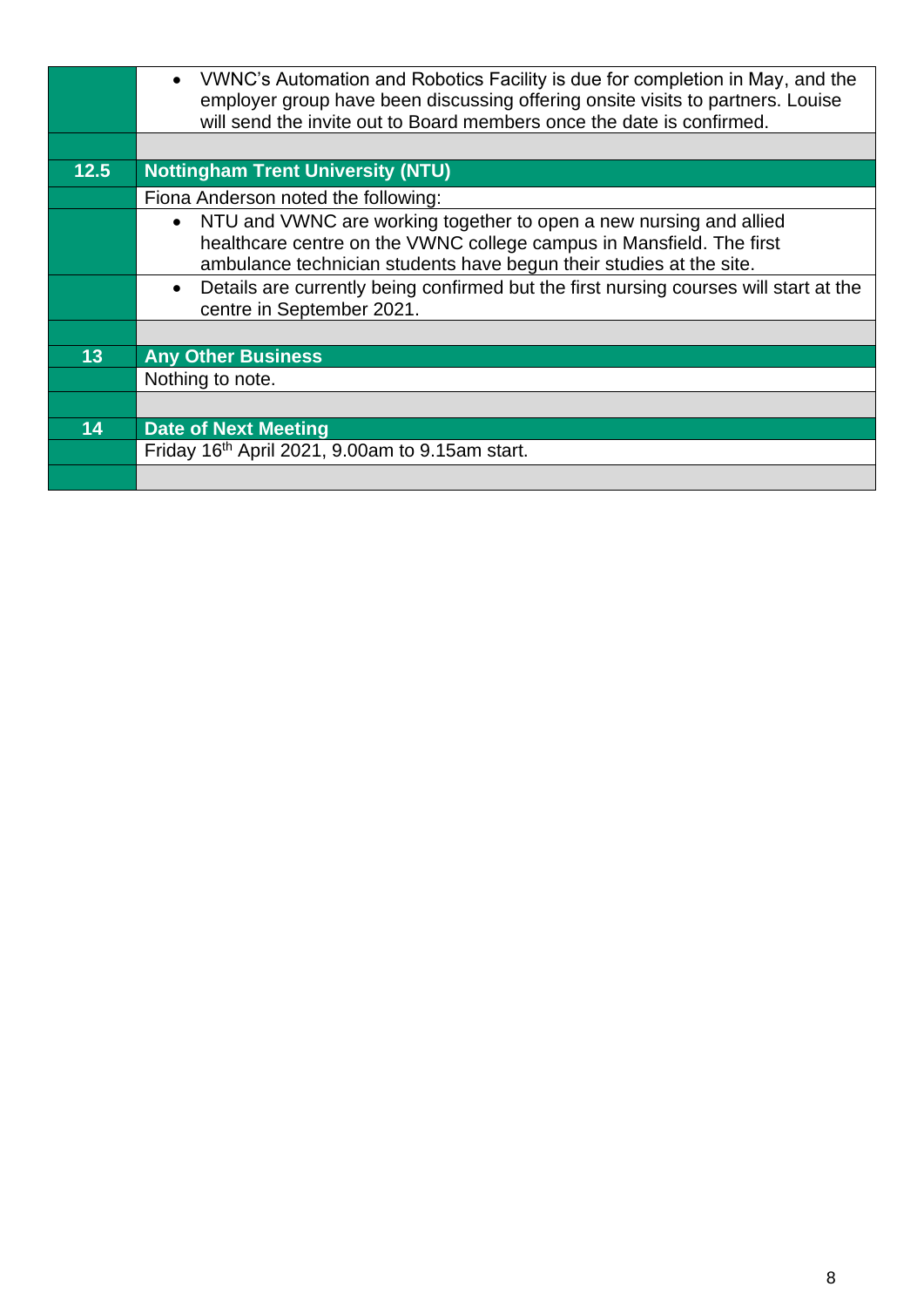| | |
|---|---|
| | • VWNC's Automation and Robotics Facility is due for completion in May, and the employer group have been discussing offering onsite visits to partners. Louise will send the invite out to Board members once the date is confirmed. |
| | |
| **12.5** | **Nottingham Trent University (NTU)** |
| | Fiona Anderson noted the following: |
| | • NTU and VWNC are working together to open a new nursing and allied healthcare centre on the VWNC college campus in Mansfield. The first ambulance technician students have begun their studies at the site. |
| | • Details are currently being confirmed but the first nursing courses will start at the centre in September 2021. |
| | |
| **13** | **Any Other Business** |
| | Nothing to note. |
| | |
| **14** | **Date of Next Meeting** |
| | Friday 16th April 2021, 9.00am to 9.15am start. |
| | |